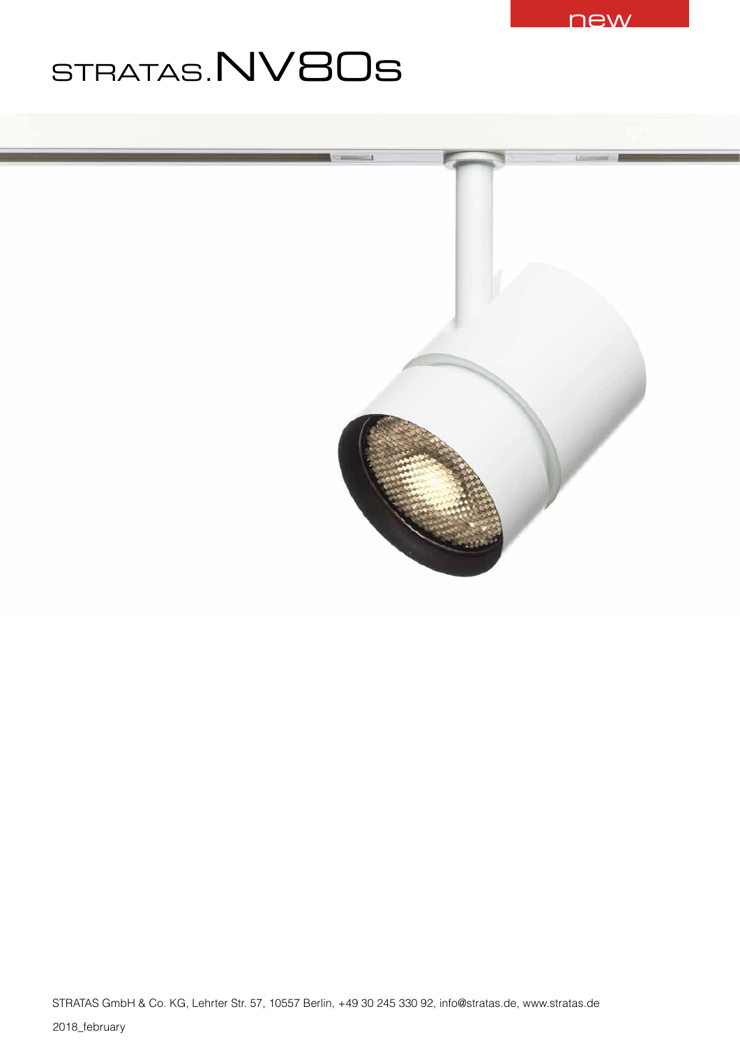new

# STRATAS.NV80s

STRATAS GmbH & Co. KG, Lehrter Str. 57, 10557 Berlin, +49 30 245 330 92, info@stratas.de, www.stratas.de

2018_february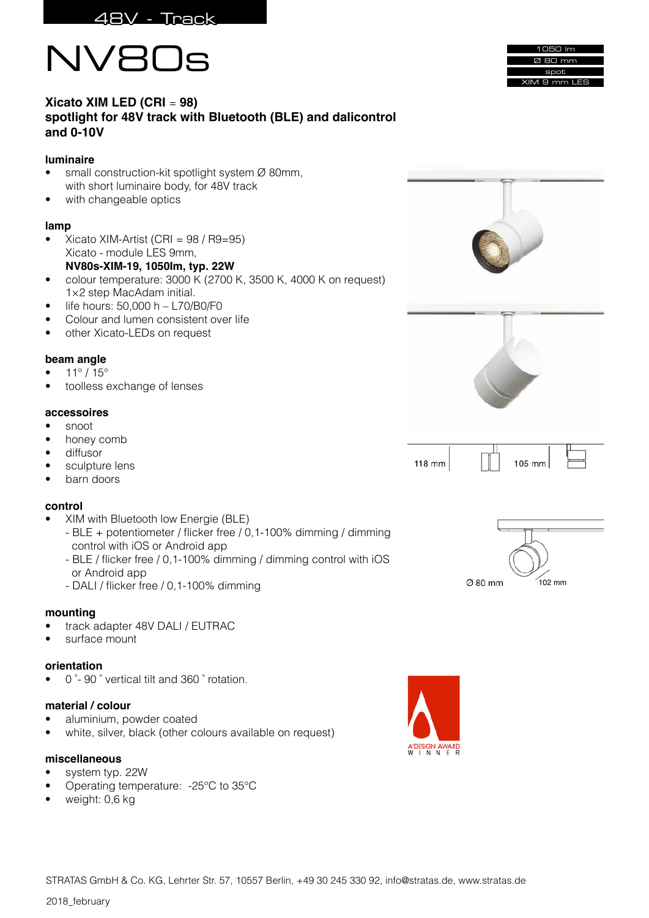48V - Track

# NV80s

1050 lm
Ø 80 mm
spot
XIM 9 mm LES

**Xicato XIM LED (CRI = 98)**
**spotlight for 48V track with Bluetooth (BLE) and dalicontrol and 0-10V**

### luminaire

- small construction-kit spotlight system Ø 80mm, with short luminaire body, for 48V track
- with changeable optics

### lamp

- Xicato XIM-Artist (CRI = 98 / R9=95)
  Xicato - module LES 9mm,
  **NV80s-XIM-19, 1050lm, typ. 22W**
- colour temperature: 3000 K (2700 K, 3500 K, 4000 K on request)
  1×2 step MacAdam initial.
- life hours: 50,000 h – L70/B0/F0
- Colour and lumen consistent over life
- other Xicato-LEDs on request

### beam angle

- 11° / 15°
- toolless exchange of lenses

### accessoires

- snoot
- honey comb
- diffusor
- sculpture lens
- barn doors

### control

- XIM with Bluetooth low Energie (BLE)
  - BLE + potentiometer / flicker free / 0,1-100% dimming / dimming control with iOS or Android app
  - BLE / flicker free / 0,1-100% dimming / dimming control with iOS or Android app
  - DALI / flicker free / 0,1-100% dimming

### mounting

- track adapter 48V DALI / EUTRAC
- surface mount

### orientation

- 0 °- 90 ° vertical tilt and 360 ° rotation.

### material / colour

- aluminium, powder coated
- white, silver, black (other colours available on request)

### miscellaneous

- system typ. 22W
- Operating temperature: -25°C to 35°C
- weight: 0,6 kg

118 mm
105 mm
Ø 80 mm
102 mm

A'DESIGN AWARD WINNER

STRATAS GmbH & Co. KG, Lehrter Str. 57, 10557 Berlin, +49 30 245 330 92, info@stratas.de, www.stratas.de

2018_february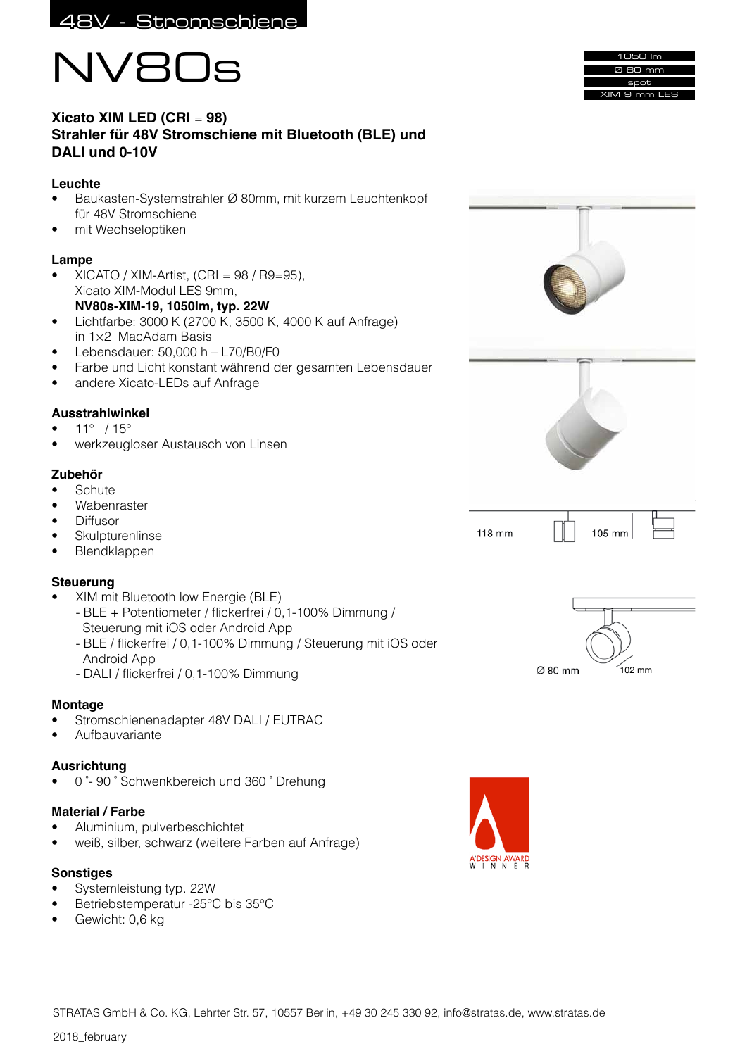48V - Stromschiene

# NV80s

1050 lm
Ø 80 mm
spot
XIM 9 mm LES

**Xicato XIM LED (CRI = 98)**
**Strahler für 48V Stromschiene mit Bluetooth (BLE) und DALI und 0-10V**

### Leuchte

- Baukasten-Systemstrahler Ø 80mm, mit kurzem Leuchtenkopf für 48V Stromschiene
- mit Wechseloptiken

### Lampe

- XICATO / XIM-Artist, (CRI = 98 / R9=95), Xicato XIM-Modul LES 9mm, **NV80s-XIM-19, 1050lm, typ. 22W**
- Lichtfarbe: 3000 K (2700 K, 3500 K, 4000 K auf Anfrage) in 1×2 MacAdam Basis
- Lebensdauer: 50,000 h – L70/B0/F0
- Farbe und Licht konstant während der gesamten Lebensdauer
- andere Xicato-LEDs auf Anfrage

### Ausstrahlwinkel

- 11° / 15°
- werkzeugloser Austausch von Linsen

### Zubehör

- Schute
- Wabenraster
- Diffusor
- Skulpturenlinse
- Blendklappen

### Steuerung

- XIM mit Bluetooth low Energie (BLE)
  - BLE + Potentiometer / flickerfrei / 0,1-100% Dimmung / Steuerung mit iOS oder Android App
  - BLE / flickerfrei / 0,1-100% Dimmung / Steuerung mit iOS oder Android App
  - DALI / flickerfrei / 0,1-100% Dimmung

### Montage

- Stromschienenadapter 48V DALI / EUTRAC
- Aufbauvariante

### Ausrichtung

- 0 ° - 90 ° Schwenkbereich und 360 ° Drehung

### Material / Farbe

- Aluminium, pulverbeschichtet
- weiß, silber, schwarz (weitere Farben auf Anfrage)

### Sonstiges

- Systemleistung typ. 22W
- Betriebstemperatur -25°C bis 35°C
- Gewicht: 0,6 kg

118 mm
105 mm
Ø 80 mm
102 mm

A'DESIGN AWARD WINNER

STRATAS GmbH & Co. KG, Lehrter Str. 57, 10557 Berlin, +49 30 245 330 92, info@stratas.de, www.stratas.de

2018_february